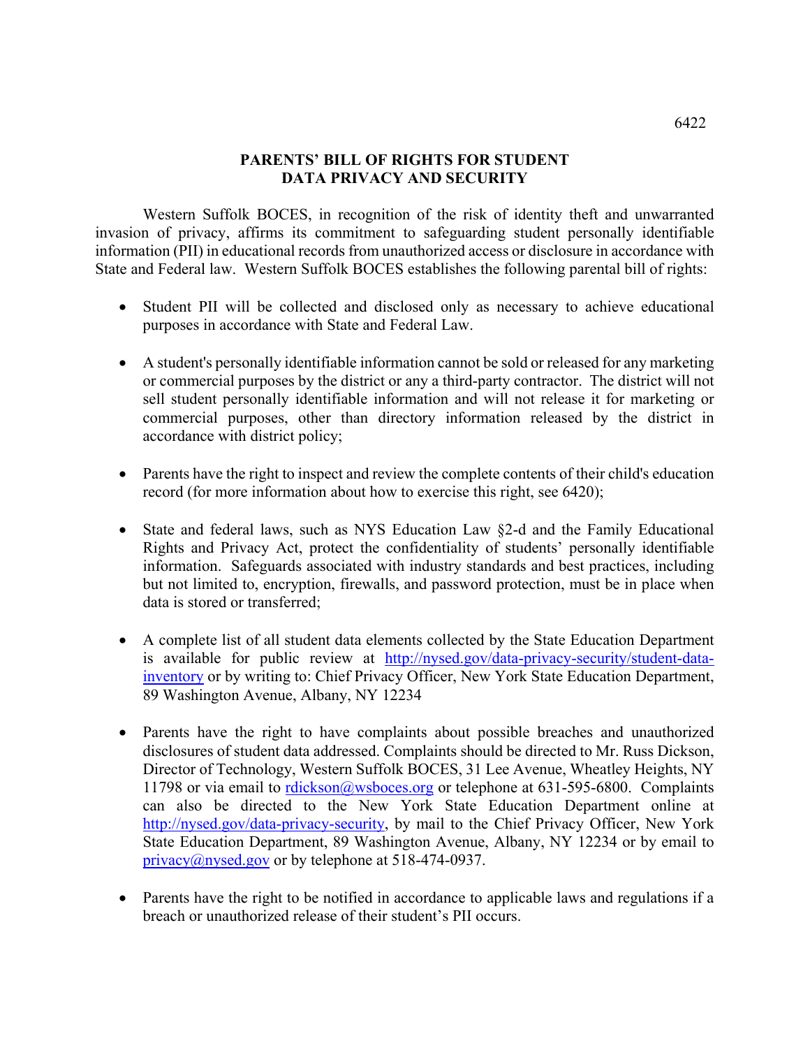# PARENTS' BILL OF RIGHTS FOR STUDENT DATA PRIVACY AND SECURITY

Western Suffolk BOCES, in recognition of the risk of identity theft and unwarranted invasion of privacy, affirms its commitment to safeguarding student personally identifiable information (PII) in educational records from unauthorized access or disclosure in accordance with State and Federal law. Western Suffolk BOCES establishes the following parental bill of rights:

- Student PII will be collected and disclosed only as necessary to achieve educational purposes in accordance with State and Federal Law.

- A student's personally identifiable information cannot be sold or released for any marketing or commercial purposes by the district or any a third-party contractor. The district will not sell student personally identifiable information and will not release it for marketing or commercial purposes, other than directory information released by the district in accordance with district policy;

- Parents have the right to inspect and review the complete contents of their child's education record (for more information about how to exercise this right, see 6420);

- State and federal laws, such as NYS Education Law §2-d and the Family Educational Rights and Privacy Act, protect the confidentiality of students' personally identifiable information. Safeguards associated with industry standards and best practices, including but not limited to, encryption, firewalls, and password protection, must be in place when data is stored or transferred;

- A complete list of all student data elements collected by the State Education Department is available for public review at http://nysed.gov/data-privacy-security/student-data-inventory or by writing to: Chief Privacy Officer, New York State Education Department, 89 Washington Avenue, Albany, NY 12234

- Parents have the right to have complaints about possible breaches and unauthorized disclosures of student data addressed. Complaints should be directed to Mr. Russ Dickson, Director of Technology, Western Suffolk BOCES, 31 Lee Avenue, Wheatley Heights, NY 11798 or via email to rdickson@wsboces.org or telephone at 631-595-6800. Complaints can also be directed to the New York State Education Department online at http://nysed.gov/data-privacy-security, by mail to the Chief Privacy Officer, New York State Education Department, 89 Washington Avenue, Albany, NY 12234 or by email to privacy@nysed.gov or by telephone at 518-474-0937.

- Parents have the right to be notified in accordance to applicable laws and regulations if a breach or unauthorized release of their student's PII occurs.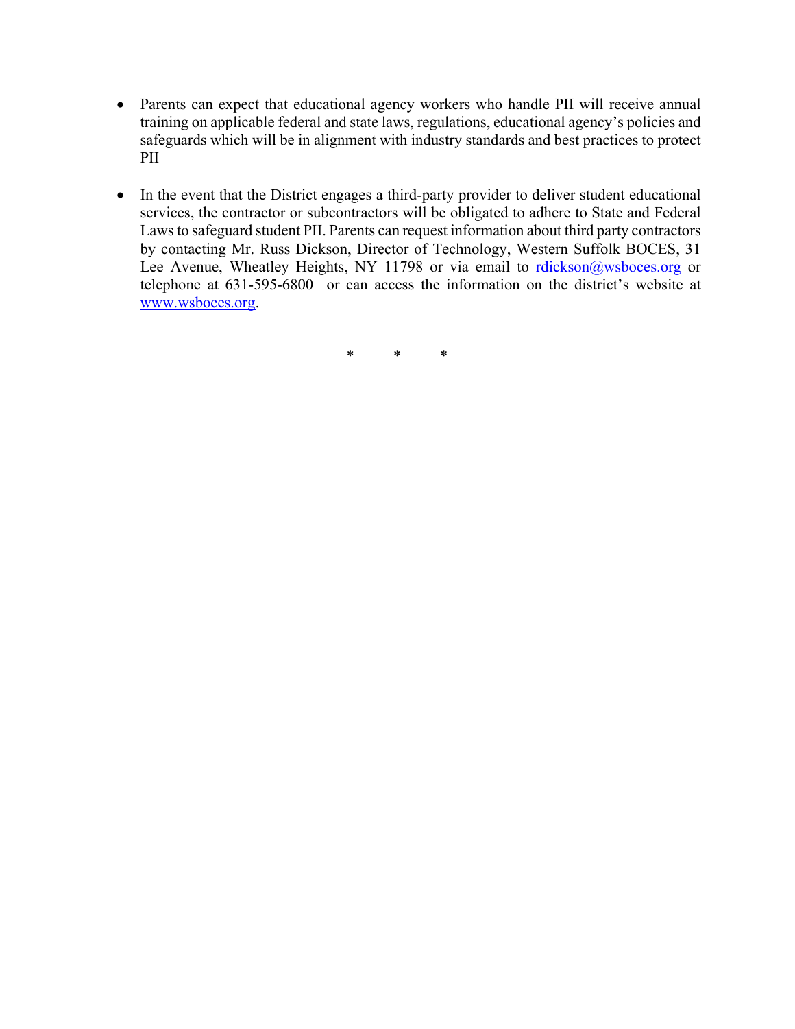- Parents can expect that educational agency workers who handle PII will receive annual training on applicable federal and state laws, regulations, educational agency's policies and safeguards which will be in alignment with industry standards and best practices to protect PII

- In the event that the District engages a third-party provider to deliver student educational services, the contractor or subcontractors will be obligated to adhere to State and Federal Laws to safeguard student PII. Parents can request information about third party contractors by contacting Mr. Russ Dickson, Director of Technology, Western Suffolk BOCES, 31 Lee Avenue, Wheatley Heights, NY 11798 or via email to rdickson@wsboces.org or telephone at 631-595-6800 or can access the information on the district's website at www.wsboces.org.

\* \* \*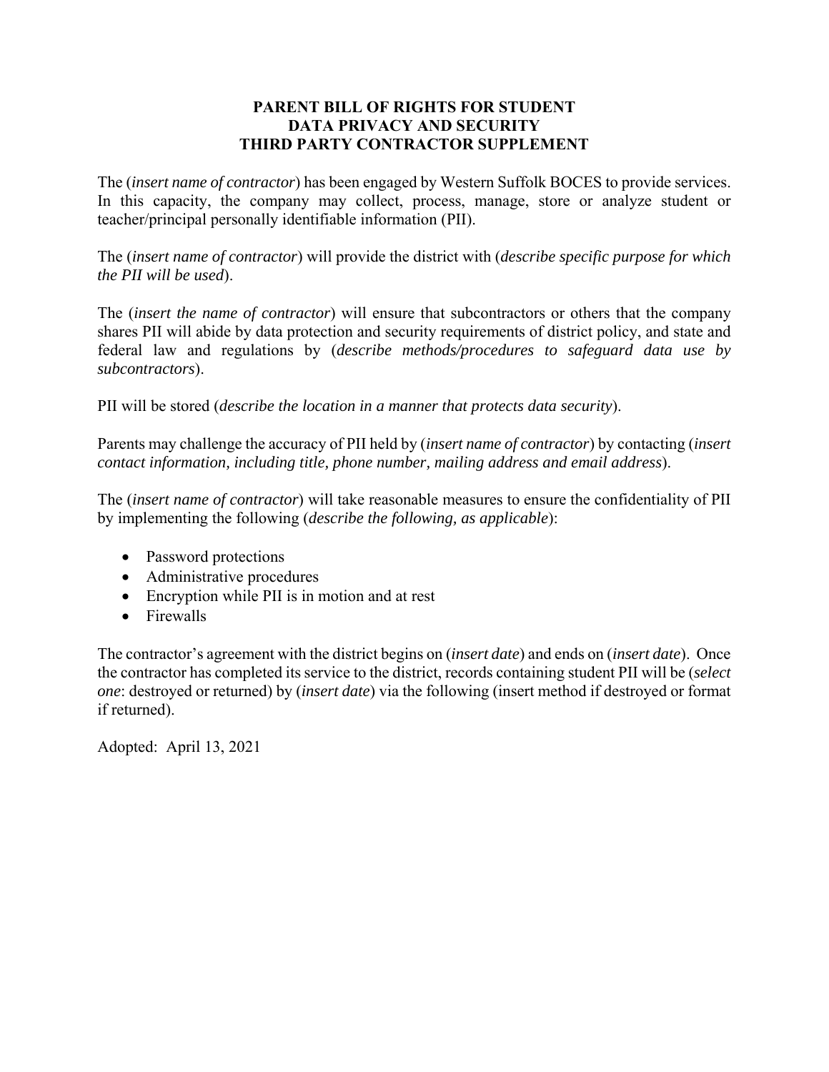# PARENT BILL OF RIGHTS FOR STUDENT DATA PRIVACY AND SECURITY THIRD PARTY CONTRACTOR SUPPLEMENT

The (*insert name of contractor*) has been engaged by Western Suffolk BOCES to provide services. In this capacity, the company may collect, process, manage, store or analyze student or teacher/principal personally identifiable information (PII).

The (*insert name of contractor*) will provide the district with (*describe specific purpose for which the PII will be used*).

The (*insert the name of contractor*) will ensure that subcontractors or others that the company shares PII will abide by data protection and security requirements of district policy, and state and federal law and regulations by (*describe methods/procedures to safeguard data use by subcontractors*).

PII will be stored (*describe the location in a manner that protects data security*).

Parents may challenge the accuracy of PII held by (*insert name of contractor*) by contacting (*insert contact information, including title, phone number, mailing address and email address*).

The (*insert name of contractor*) will take reasonable measures to ensure the confidentiality of PII by implementing the following (*describe the following, as applicable*):

- Password protections
- Administrative procedures
- Encryption while PII is in motion and at rest
- Firewalls

The contractor's agreement with the district begins on (*insert date*) and ends on (*insert date*). Once the contractor has completed its service to the district, records containing student PII will be (*select one*: destroyed or returned) by (*insert date*) via the following (insert method if destroyed or format if returned).

Adopted: April 13, 2021